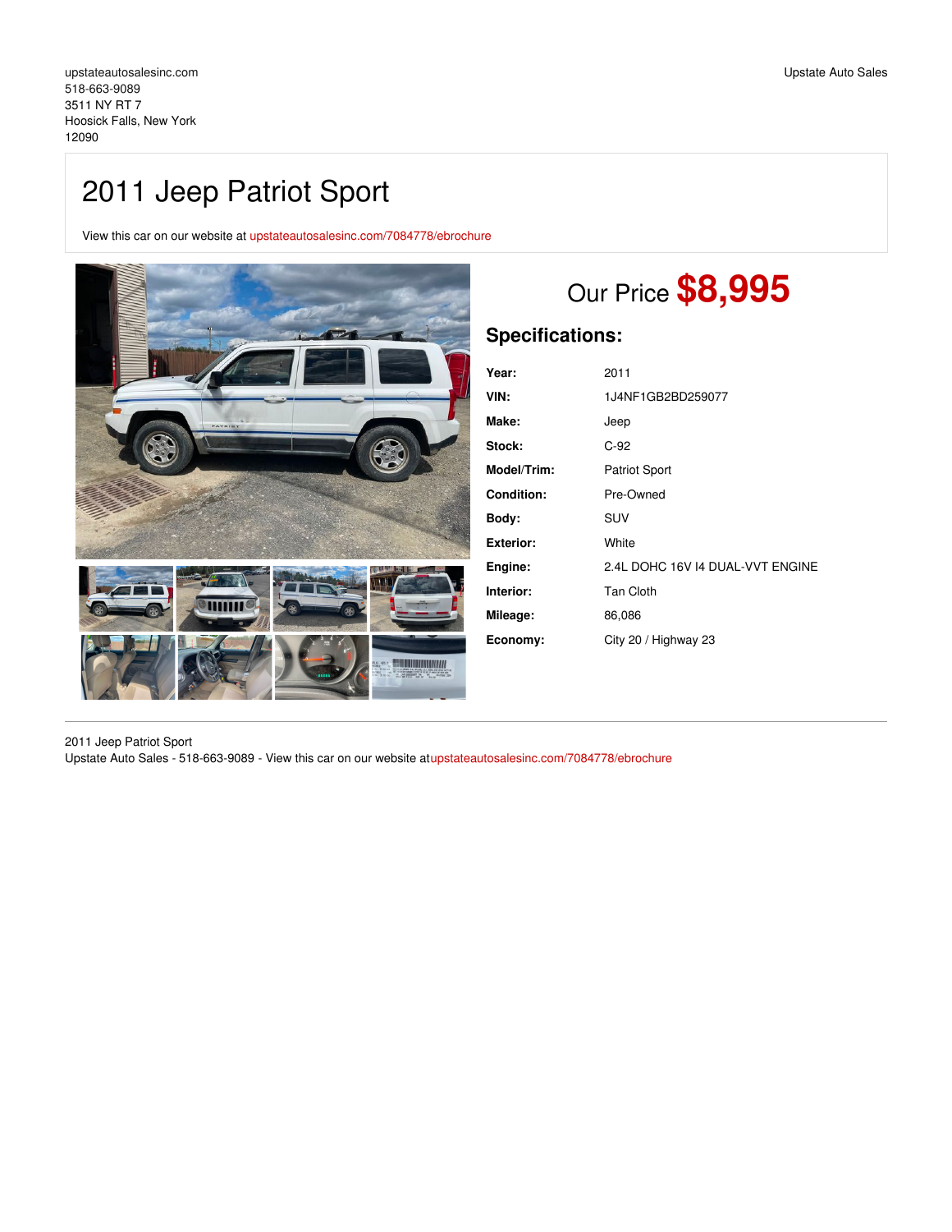upstateautosalesinc.com
518-663-9089
3511 NY RT 7
Hoosick Falls, New York
12090

Upstate Auto Sales

# 2011 Jeep Patriot Sport

View this car on our website at upstateautosalesinc.com/7084778/ebrochure

## Our Price **$8,995**

### Specifications:

| | |
|---|---|
| **Year:** | 2011 |
| **VIN:** | 1J4NF1GB2BD259077 |
| **Make:** | Jeep |
| **Stock:** | C-92 |
| **Model/Trim:** | Patriot Sport |
| **Condition:** | Pre-Owned |
| **Body:** | SUV |
| **Exterior:** | White |
| **Engine:** | 2.4L DOHC 16V I4 DUAL-VVT ENGINE |
| **Interior:** | Tan Cloth |
| **Mileage:** | 86,086 |
| **Economy:** | City 20 / Highway 23 |

2011 Jeep Patriot Sport
Upstate Auto Sales - 518-663-9089 - View this car on our website atupstateautosalesinc.com/7084778/ebrochure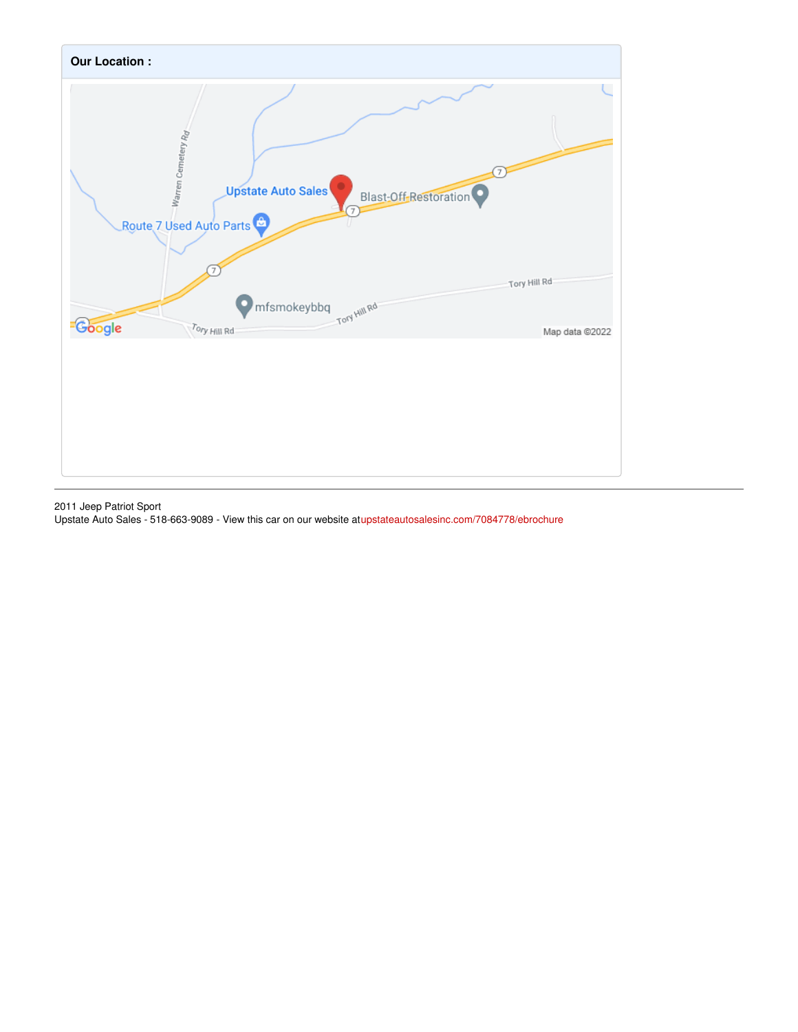**Our Location :**

2011 Jeep Patriot Sport
Upstate Auto Sales - 518-663-9089 - View this car on our website atupstateautosalesinc.com/7084778/ebrochure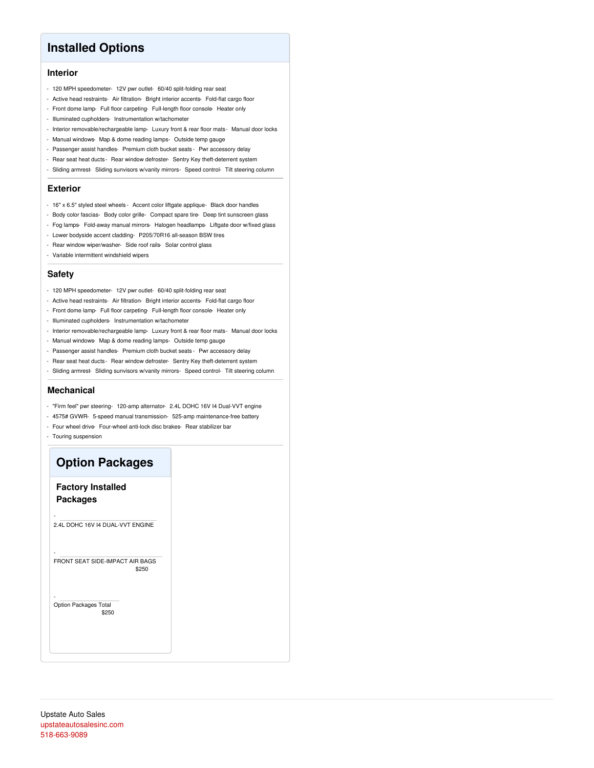# Installed Options

## Interior

- 120 MPH speedometer- 12V pwr outlet- 60/40 split-folding rear seat
- Active head restraints- Air filtration- Bright interior accents- Fold-flat cargo floor
- Front dome lamp- Full floor carpeting- Full-length floor console- Heater only
- Illuminated cupholders- Instrumentation w/tachometer
- Interior removable/rechargeable lamp- Luxury front & rear floor mats- Manual door locks
- Manual windows- Map & dome reading lamps- Outside temp gauge
- Passenger assist handles- Premium cloth bucket seats - Pwr accessory delay
- Rear seat heat ducts - Rear window defroster- Sentry Key theft-deterrent system
- Sliding armrest- Sliding sunvisors w/vanity mirrors- Speed control- Tilt steering column

## Exterior

- 16" x 6.5" styled steel wheels - Accent color liftgate applique- Black door handles
- Body color fascias- Body color grille- Compact spare tire- Deep tint sunscreen glass
- Fog lamps- Fold-away manual mirrors- Halogen headlamps- Liftgate door w/fixed glass
- Lower bodyside accent cladding- P205/70R16 all-season BSW tires
- Rear window wiper/washer- Side roof rails- Solar control glass
- Variable intermittent windshield wipers

## Safety

- 120 MPH speedometer- 12V pwr outlet- 60/40 split-folding rear seat
- Active head restraints- Air filtration- Bright interior accents- Fold-flat cargo floor
- Front dome lamp- Full floor carpeting- Full-length floor console- Heater only
- Illuminated cupholders- Instrumentation w/tachometer
- Interior removable/rechargeable lamp- Luxury front & rear floor mats- Manual door locks
- Manual windows- Map & dome reading lamps- Outside temp gauge
- Passenger assist handles- Premium cloth bucket seats - Pwr accessory delay
- Rear seat heat ducts - Rear window defroster- Sentry Key theft-deterrent system
- Sliding armrest- Sliding sunvisors w/vanity mirrors- Speed control- Tilt steering column

## Mechanical

- "Firm feel" pwr steering- 120-amp alternator- 2.4L DOHC 16V I4 Dual-VVT engine
- 4575# GVWR- 5-speed manual transmission- 525-amp maintenance-free battery
- Four wheel drive- Four-wheel anti-lock disc brakes- Rear stabilizer bar
- Touring suspension

# Option Packages

## Factory Installed Packages

- 2.4L DOHC 16V I4 DUAL-VVT ENGINE
- FRONT SEAT SIDE-IMPACT AIR BAGS $250
- Option Packages Total $250

Upstate Auto Sales
upstateautosalesinc.com
518-663-9089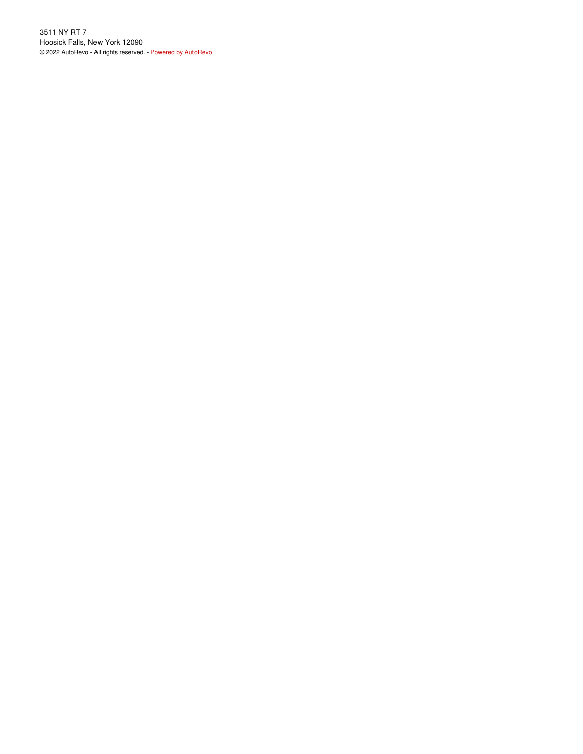3511 NY RT 7
Hoosick Falls, New York 12090
© 2022 AutoRevo - All rights reserved. - Powered by AutoRevo